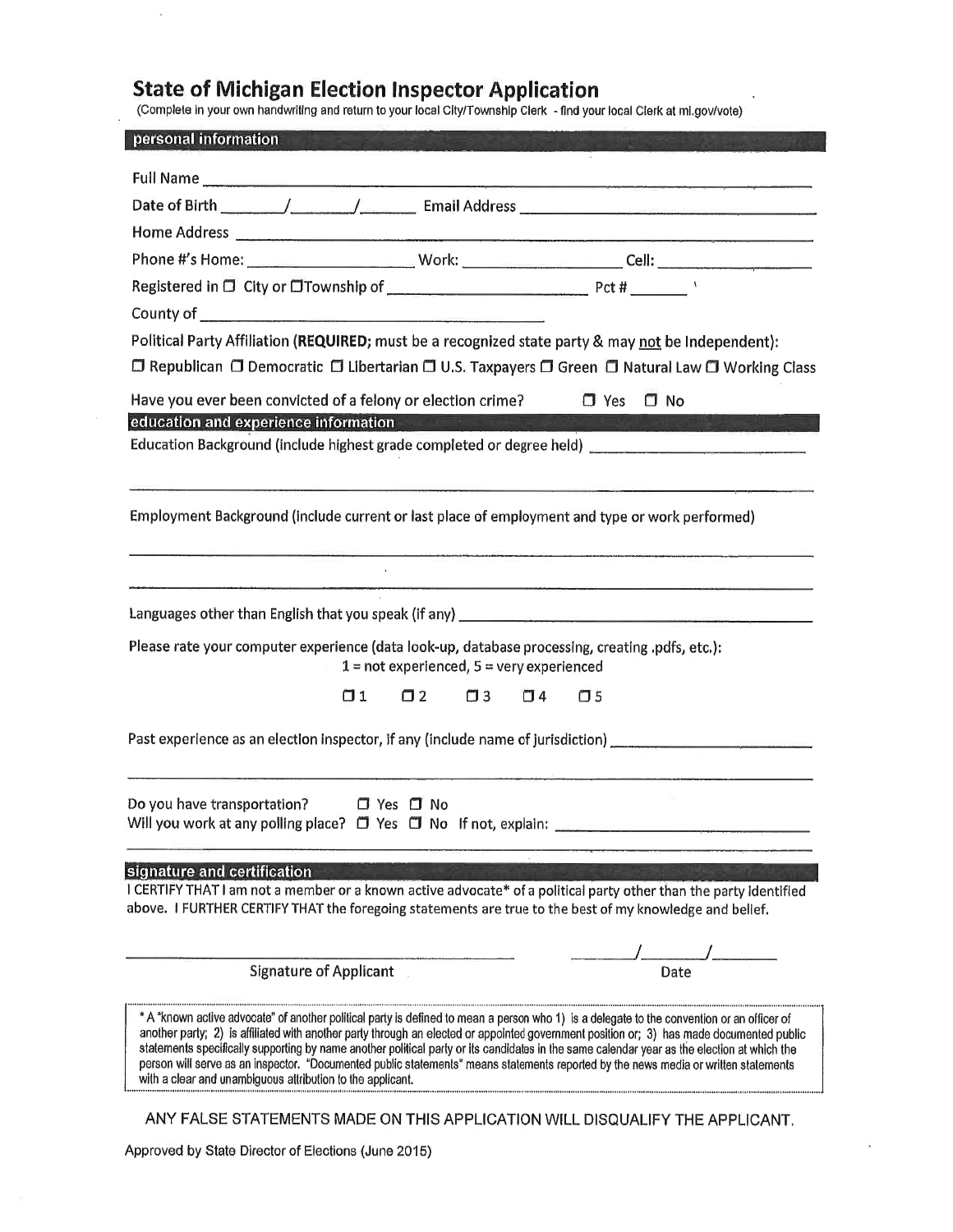# State of Michigan Election Inspector Application

(Complete in your own handwriting and return to your local City/Township Clerk - find your local Clerk at mi.gov/vote)

## personal information

Full Name ____________________________________________

Date of Birth ______/______/______ Email Address ____________________________

Home Address ____________________________________________

Phone #'s Home: ________________ Work: ________________ Cell: ________________

Registered in ☐ City or ☐ Township of ______________________ Pct # ______

County of ______________________________

Political Party Affiliation (**REQUIRED;** must be a recognized state party & may not be Independent):

☐ Republican ☐ Democratic ☐ Libertarian ☐ U.S. Taxpayers ☐ Green ☐ Natural Law ☐ Working Class

Have you ever been convicted of a felony or election crime? ☐ Yes ☐ No

## education and experience information

Education Background (include highest grade completed or degree held) ______________________________

____________________________________________

Employment Background (include current or last place of employment and type or work performed)

____________________________________________

____________________________________________

Languages other than English that you speak (if any) ______________________________

Please rate your computer experience (data look-up, database processing, creating .pdfs, etc.):
1 = not experienced, 5 = very experienced

☐ 1 ☐ 2 ☐ 3 ☐ 4 ☐ 5

Past experience as an election inspector, if any (include name of jurisdiction) ______________________

____________________________________________

Do you have transportation? ☐ Yes ☐ No
Will you work at any polling place? ☐ Yes ☐ No If not, explain: ______________________

____________________________________________

## signature and certification

I CERTIFY THAT I am not a member or a known active advocate* of a political party other than the party identified above. I FURTHER CERTIFY THAT the foregoing statements are true to the best of my knowledge and belief.

______________________________ ______/______/______
Signature of Applicant Date

* A "known active advocate" of another political party is defined to mean a person who 1) is a delegate to the convention or an officer of another party; 2) is affiliated with another party through an elected or appointed government position or; 3) has made documented public statements specifically supporting by name another political party or its candidates in the same calendar year as the election at which the person will serve as an inspector. "Documented public statements" means statements reported by the news media or written statements with a clear and unambiguous attribution to the applicant.

ANY FALSE STATEMENTS MADE ON THIS APPLICATION WILL DISQUALIFY THE APPLICANT.

Approved by State Director of Elections (June 2015)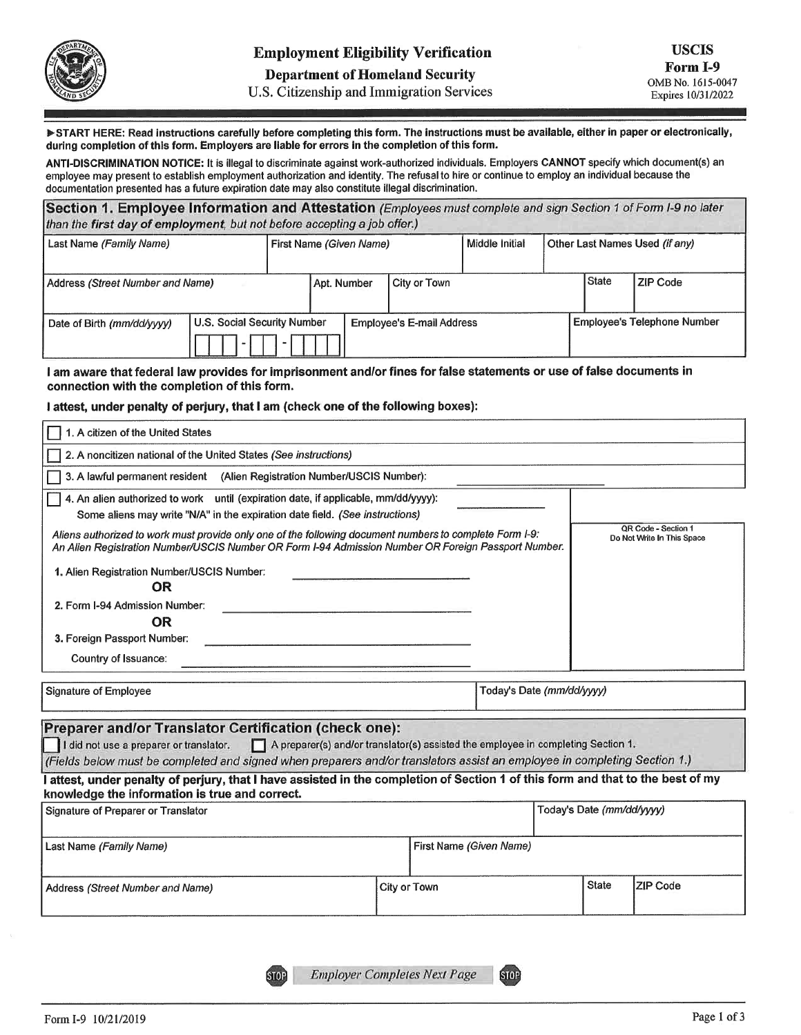# Employment Eligibility Verification

**Department of Homeland Security**

U.S. Citizenship and Immigration Services

**USCIS Form I-9**
OMB No. 1615-0047
Expires 10/31/2022

**▶START HERE: Read instructions carefully before completing this form. The instructions must be available, either in paper or electronically, during completion of this form. Employers are liable for errors in the completion of this form.**

**ANTI-DISCRIMINATION NOTICE:** It is illegal to discriminate against work-authorized individuals. Employers **CANNOT** specify which document(s) an employee may present to establish employment authorization and identity. The refusal to hire or continue to employ an individual because the documentation presented has a future expiration date may also constitute illegal discrimination.

## Section 1. Employee Information and Attestation *(Employees must complete and sign Section 1 of Form I-9 no later than the first day of employment, but not before accepting a job offer.)*

| Last Name *(Family Name)* | First Name *(Given Name)* | Middle Initial | Other Last Names Used *(if any)* |
|---|---|---|---|
| | | | |

| Address *(Street Number and Name)* | Apt. Number | City or Town | State | ZIP Code |
|---|---|---|---|---|
| | | | | |

| Date of Birth *(mm/dd/yyyy)* | U.S. Social Security Number | Employee's E-mail Address | Employee's Telephone Number |
|---|---|---|---|
| | ___ - __ - ____ | | |

**I am aware that federal law provides for imprisonment and/or fines for false statements or use of false documents in connection with the completion of this form.**

**I attest, under penalty of perjury, that I am (check one of the following boxes):**

- ☐ 1. A citizen of the United States
- ☐ 2. A noncitizen national of the United States *(See instructions)*
- ☐ 3. A lawful permanent resident (Alien Registration Number/USCIS Number): ____________
- ☐ 4. An alien authorized to work until (expiration date, if applicable, mm/dd/yyyy): ____________
  Some aliens may write "N/A" in the expiration date field. *(See instructions)*

*Aliens authorized to work must provide only one of the following document numbers to complete Form I-9: An Alien Registration Number/USCIS Number OR Form I-94 Admission Number OR Foreign Passport Number.*

1. Alien Registration Number/USCIS Number: ____________

**OR**

2. Form I-94 Admission Number: ____________

**OR**

3. Foreign Passport Number: ____________

Country of Issuance: ____________

QR Code - Section 1
Do Not Write In This Space

| Signature of Employee | Today's Date *(mm/dd/yyyy)* |
|---|---|
| | |

## Preparer and/or Translator Certification (check one):

☐ I did not use a preparer or translator. ☐ A preparer(s) and/or translator(s) assisted the employee in completing Section 1.

*(Fields below must be completed and signed when preparers and/or translators assist an employee in completing Section 1.)*

**I attest, under penalty of perjury, that I have assisted in the completion of Section 1 of this form and that to the best of my knowledge the information is true and correct.**

| Signature of Preparer or Translator | Today's Date *(mm/dd/yyyy)* |
|---|---|
| | |

| Last Name *(Family Name)* | First Name *(Given Name)* |
|---|---|
| | |

| Address *(Street Number and Name)* | City or Town | State | ZIP Code |
|---|---|---|---|
| | | | |

STOP *Employer Completes Next Page* STOP

Form I-9 10/21/2019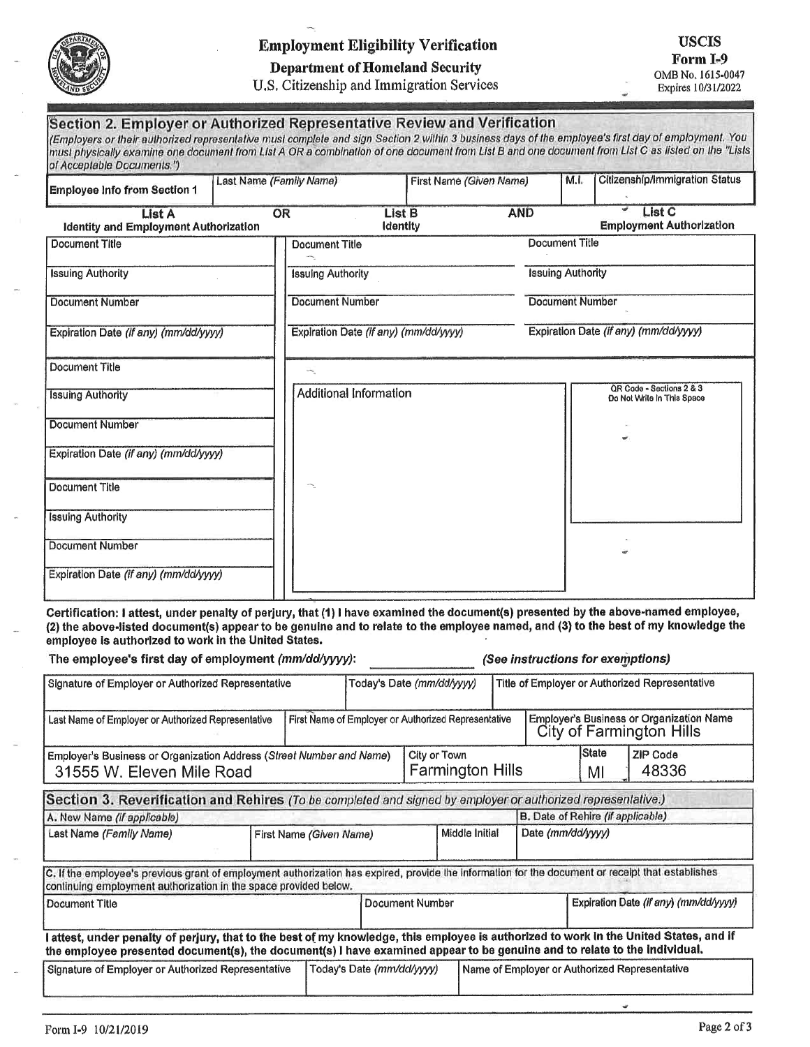# Employment Eligibility Verification

**Department of Homeland Security**

U.S. Citizenship and Immigration Services

**USCIS**
**Form I-9**
OMB No. 1615-0047
Expires 10/31/2022

## Section 2. Employer or Authorized Representative Review and Verification

*(Employers or their authorized representative must complete and sign Section 2 within 3 business days of the employee's first day of employment. You must physically examine one document from List A OR a combination of one document from List B and one document from List C as listed on the "Lists of Acceptable Documents.")*

| Employee Info from Section 1 | Last Name *(Family Name)* | First Name *(Given Name)* | M.I. | Citizenship/Immigration Status |
|---|---|---|---|---|
| | | | | |

| **List A** Identity and Employment Authorization | OR | **List B** Identity | AND | **List C** Employment Authorization |
|---|---|---|---|---|
| Document Title | | Document Title | | Document Title |
| Issuing Authority | | Issuing Authority | | Issuing Authority |
| Document Number | | Document Number | | Document Number |
| Expiration Date *(if any) (mm/dd/yyyy)* | | Expiration Date *(if any) (mm/dd/yyyy)* | | Expiration Date *(if any) (mm/dd/yyyy)* |
| Document Title | | | | |
| Issuing Authority | | Additional Information | | QR Code - Sections 2 & 3 Do Not Write In This Space |
| Document Number | | | | |
| Expiration Date *(if any) (mm/dd/yyyy)* | | | | |
| Document Title | | | | |
| Issuing Authority | | | | |
| Document Number | | | | |
| Expiration Date *(if any) (mm/dd/yyyy)* | | | | |

**Certification: I attest, under penalty of perjury, that (1) I have examined the document(s) presented by the above-named employee, (2) the above-listed document(s) appear to be genuine and to relate to the employee named, and (3) to the best of my knowledge the employee is authorized to work in the United States.**

The employee's first day of employment *(mm/dd/yyyy)*: ______________ ***(See instructions for exemptions)***

| Signature of Employer or Authorized Representative | Today's Date *(mm/dd/yyyy)* | Title of Employer or Authorized Representative |
|---|---|---|
| | | |

| Last Name of Employer or Authorized Representative | First Name of Employer or Authorized Representative | Employer's Business or Organization Name |
|---|---|---|
| | | City of Farmington Hills |

| Employer's Business or Organization Address *(Street Number and Name)* | City or Town | State | ZIP Code |
|---|---|---|---|
| 31555 W. Eleven Mile Road | Farmington Hills | MI | 48336 |

## Section 3. Reverification and Rehires *(To be completed and signed by employer or authorized representative.)*

| A. New Name *(if applicable)* | | | B. Date of Rehire *(if applicable)* |
|---|---|---|---|
| Last Name *(Family Name)* | First Name *(Given Name)* | Middle Initial | Date *(mm/dd/yyyy)* |
| | | | |

C. If the employee's previous grant of employment authorization has expired, provide the information for the document or receipt that establishes continuing employment authorization in the space provided below.

| Document Title | Document Number | Expiration Date *(if any) (mm/dd/yyyy)* |
|---|---|---|
| | | |

**I attest, under penalty of perjury, that to the best of my knowledge, this employee is authorized to work in the United States, and if the employee presented document(s), the document(s) I have examined appear to be genuine and to relate to the individual.**

| Signature of Employer or Authorized Representative | Today's Date *(mm/dd/yyyy)* | Name of Employer or Authorized Representative |
|---|---|---|
| | | |

Form I-9 10/21/2019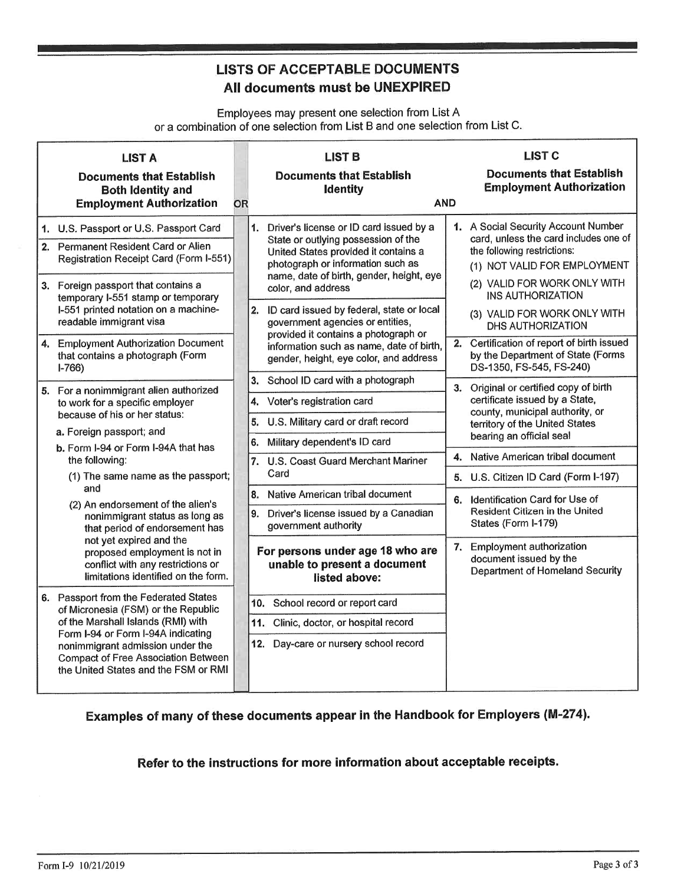## LISTS OF ACCEPTABLE DOCUMENTS
### All documents must be UNEXPIRED

Employees may present one selection from List A or a combination of one selection from List B and one selection from List C.

| LIST A<br>**Documents that Establish Both Identity and Employment Authorization** | OR | LIST B<br>**Documents that Establish Identity** | AND | LIST C<br>**Documents that Establish Employment Authorization** |
|---|---|---|---|---|
| 1. U.S. Passport or U.S. Passport Card<br>2. Permanent Resident Card or Alien Registration Receipt Card (Form I-551)<br>3. Foreign passport that contains a temporary I-551 stamp or temporary I-551 printed notation on a machine-readable immigrant visa<br>4. Employment Authorization Document that contains a photograph (Form I-766)<br>5. For a nonimmigrant alien authorized to work for a specific employer because of his or her status:<br>a. Foreign passport; and<br>b. Form I-94 or Form I-94A that has the following:<br>(1) The same name as the passport; and<br>(2) An endorsement of the alien's nonimmigrant status as long as that period of endorsement has not yet expired and the proposed employment is not in conflict with any restrictions or limitations identified on the form.<br>6. Passport from the Federated States of Micronesia (FSM) or the Republic of the Marshall Islands (RMI) with Form I-94 or Form I-94A indicating nonimmigrant admission under the Compact of Free Association Between the United States and the FSM or RMI | | 1. Driver's license or ID card issued by a State or outlying possession of the United States provided it contains a photograph or information such as name, date of birth, gender, height, eye color, and address<br>2. ID card issued by federal, state or local government agencies or entities, provided it contains a photograph or information such as name, date of birth, gender, height, eye color, and address<br>3. School ID card with a photograph<br>4. Voter's registration card<br>5. U.S. Military card or draft record<br>6. Military dependent's ID card<br>7. U.S. Coast Guard Merchant Mariner Card<br>8. Native American tribal document<br>9. Driver's license issued by a Canadian government authority<br>**For persons under age 18 who are unable to present a document listed above:**<br>10. School record or report card<br>11. Clinic, doctor, or hospital record<br>12. Day-care or nursery school record | | 1. A Social Security Account Number card, unless the card includes one of the following restrictions:<br>(1) NOT VALID FOR EMPLOYMENT<br>(2) VALID FOR WORK ONLY WITH INS AUTHORIZATION<br>(3) VALID FOR WORK ONLY WITH DHS AUTHORIZATION<br>2. Certification of report of birth issued by the Department of State (Forms DS-1350, FS-545, FS-240)<br>3. Original or certified copy of birth certificate issued by a State, county, municipal authority, or territory of the United States bearing an official seal<br>4. Native American tribal document<br>5. U.S. Citizen ID Card (Form I-197)<br>6. Identification Card for Use of Resident Citizen in the United States (Form I-179)<br>7. Employment authorization document issued by the Department of Homeland Security |

**Examples of many of these documents appear in the Handbook for Employers (M-274).**

**Refer to the instructions for more information about acceptable receipts.**